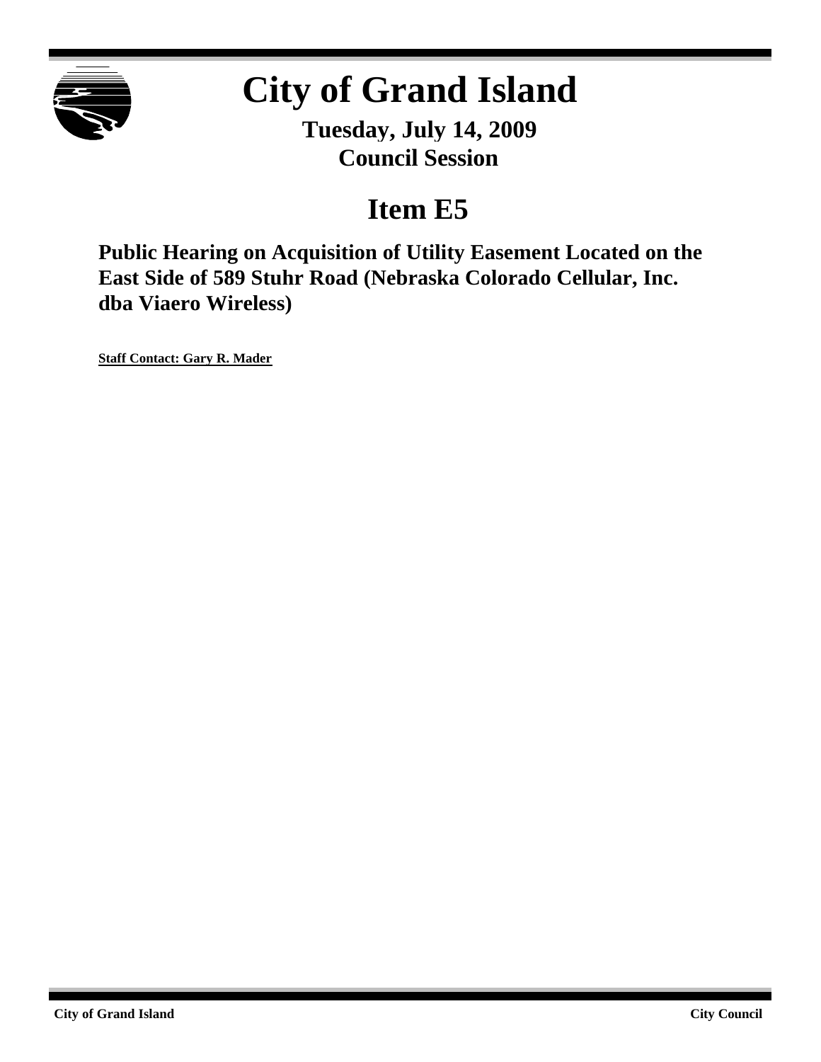# City of Grand Island

**Tuesday, July 14, 2009**
**Council Session**

## Item E5

**Public Hearing on Acquisition of Utility Easement Located on the East Side of 589 Stuhr Road (Nebraska Colorado Cellular, Inc. dba Viaero Wireless)**

**Staff Contact: Gary R. Mader**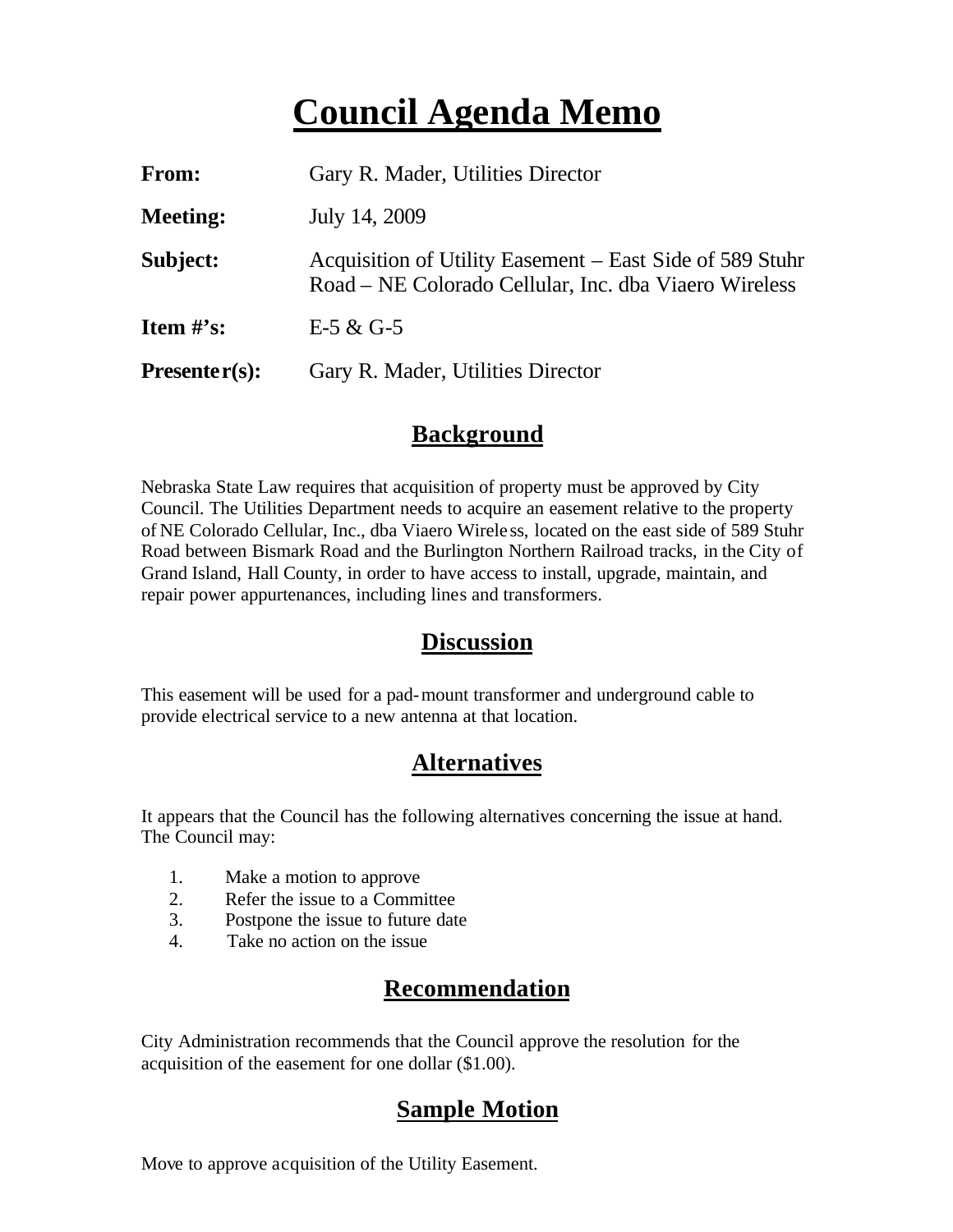# Council Agenda Memo

**From:** Gary R. Mader, Utilities Director

**Meeting:** July 14, 2009

**Subject:** Acquisition of Utility Easement – East Side of 589 Stuhr Road – NE Colorado Cellular, Inc. dba Viaero Wireless

**Item #'s:** E-5 & G-5

**Presenter(s):** Gary R. Mader, Utilities Director

## Background

Nebraska State Law requires that acquisition of property must be approved by City Council. The Utilities Department needs to acquire an easement relative to the property of NE Colorado Cellular, Inc., dba Viaero Wireless, located on the east side of 589 Stuhr Road between Bismark Road and the Burlington Northern Railroad tracks, in the City of Grand Island, Hall County, in order to have access to install, upgrade, maintain, and repair power appurtenances, including lines and transformers.

## Discussion

This easement will be used for a pad-mount transformer and underground cable to provide electrical service to a new antenna at that location.

## Alternatives

It appears that the Council has the following alternatives concerning the issue at hand. The Council may:

1. Make a motion to approve
2. Refer the issue to a Committee
3. Postpone the issue to future date
4. Take no action on the issue

## Recommendation

City Administration recommends that the Council approve the resolution for the acquisition of the easement for one dollar ($1.00).

## Sample Motion

Move to approve acquisition of the Utility Easement.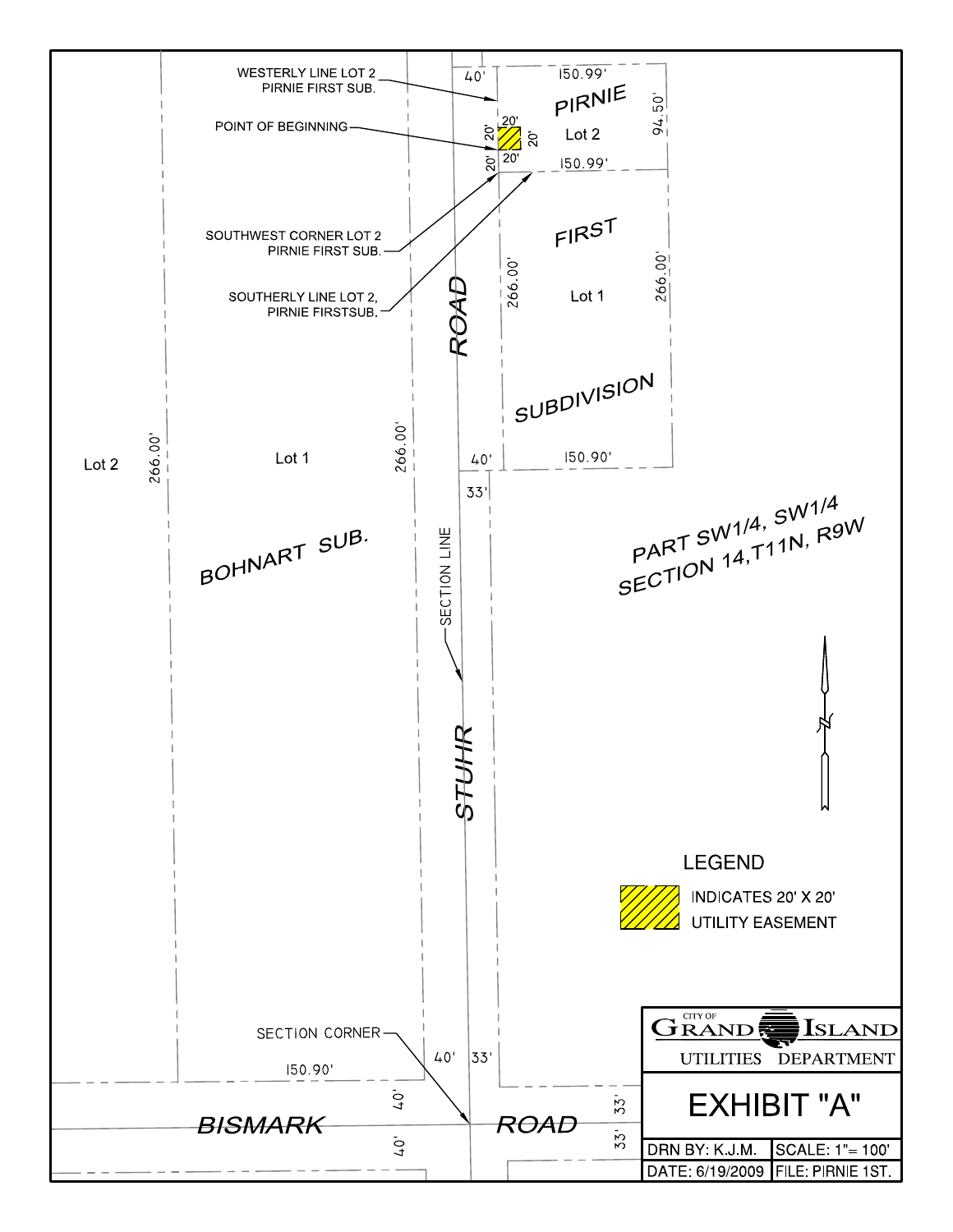WESTERLY LINE LOT 2
PIRNIE FIRST SUB.

POINT OF BEGINNING

SOUTHWEST CORNER LOT 2
PIRNIE FIRST SUB.

SOUTHERLY LINE LOT 2,
PIRNIE FIRSTSUB.

40'

150.99'

PIRNIE

Lot 2

94.50'

20'

20'

20'

20'

20'

150.99'

FIRST

266.00'

Lot 1

266.00'

SUBDIVISION

40'

150.90'

33'

Lot 2

266.00'

Lot 1

266.00'

ROAD

BOHNART SUB.

SECTION LINE

STUHR

PART SW1/4, SW1/4
SECTION 14,T11N, R9W

LEGEND

INDICATES 20' X 20'
UTILITY EASEMENT

SECTION CORNER

150.90'

40'

33'

40'

33'

BISMARK ROAD

40'

33'

CITY OF GRAND ISLAND
UTILITIES DEPARTMENT

EXHIBIT "A"

| | |
|---|---|
| DRN BY: K.J.M. | SCALE: 1"= 100' |
| DATE: 6/19/2009 | FILE: PIRNIE 1ST. |